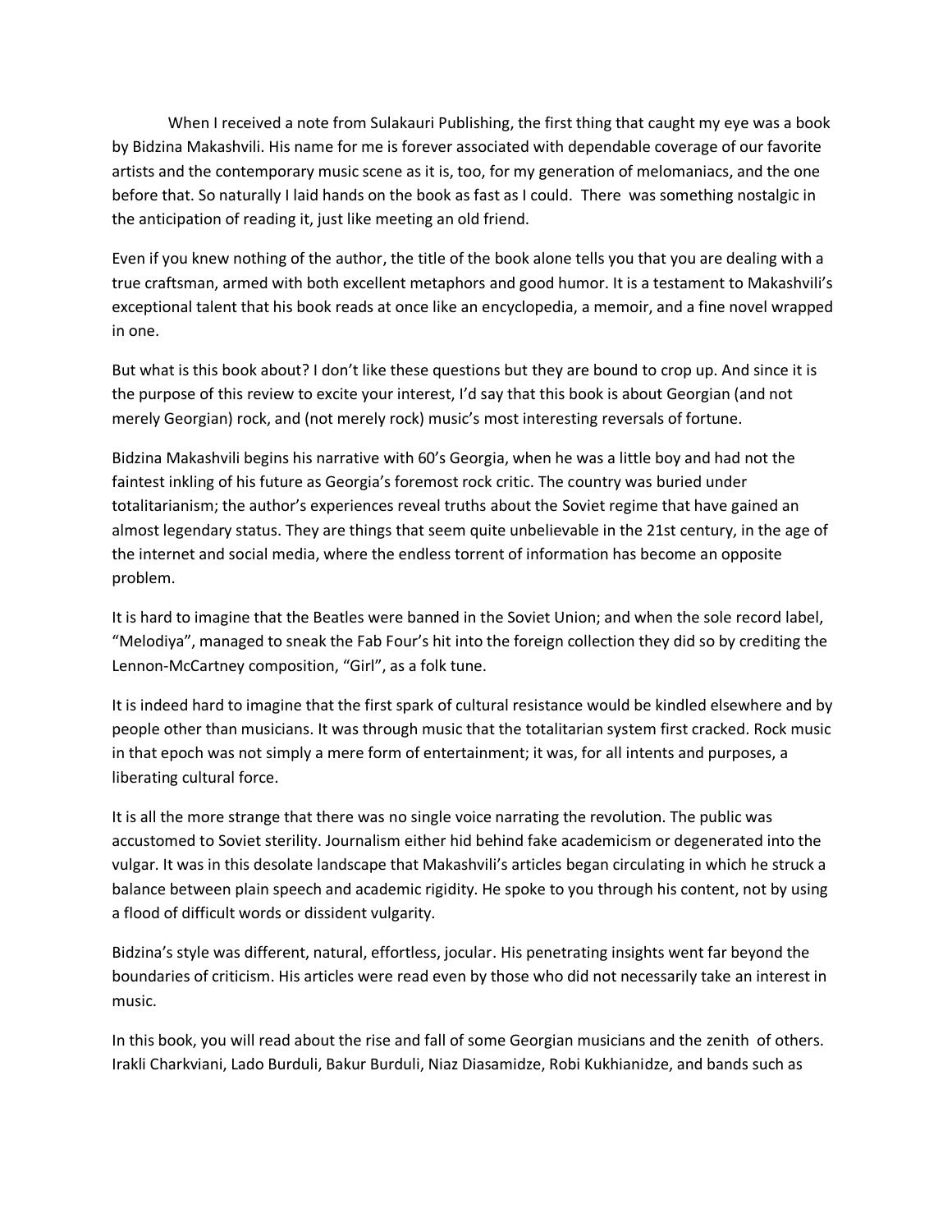When I received a note from Sulakauri Publishing, the first thing that caught my eye was a book by Bidzina Makashvili. His name for me is forever associated with dependable coverage of our favorite artists and the contemporary music scene as it is, too, for my generation of melomaniacs, and the one before that. So naturally I laid hands on the book as fast as I could. There was something nostalgic in the anticipation of reading it, just like meeting an old friend.

Even if you knew nothing of the author, the title of the book alone tells you that you are dealing with a true craftsman, armed with both excellent metaphors and good humor. It is a testament to Makashvili's exceptional talent that his book reads at once like an encyclopedia, a memoir, and a fine novel wrapped in one.

But what is this book about? I don't like these questions but they are bound to crop up. And since it is the purpose of this review to excite your interest, I'd say that this book is about Georgian (and not merely Georgian) rock, and (not merely rock) music's most interesting reversals of fortune.

Bidzina Makashvili begins his narrative with 60's Georgia, when he was a little boy and had not the faintest inkling of his future as Georgia's foremost rock critic. The country was buried under totalitarianism; the author's experiences reveal truths about the Soviet regime that have gained an almost legendary status. They are things that seem quite unbelievable in the 21st century, in the age of the internet and social media, where the endless torrent of information has become an opposite problem.

It is hard to imagine that the Beatles were banned in the Soviet Union; and when the sole record label, "Melodiya", managed to sneak the Fab Four's hit into the foreign collection they did so by crediting the Lennon-McCartney composition, "Girl", as a folk tune.

It is indeed hard to imagine that the first spark of cultural resistance would be kindled elsewhere and by people other than musicians. It was through music that the totalitarian system first cracked. Rock music in that epoch was not simply a mere form of entertainment; it was, for all intents and purposes, a liberating cultural force.

It is all the more strange that there was no single voice narrating the revolution. The public was accustomed to Soviet sterility. Journalism either hid behind fake academicism or degenerated into the vulgar. It was in this desolate landscape that Makashvili's articles began circulating in which he struck a balance between plain speech and academic rigidity. He spoke to you through his content, not by using a flood of difficult words or dissident vulgarity.

Bidzina's style was different, natural, effortless, jocular. His penetrating insights went far beyond the boundaries of criticism. His articles were read even by those who did not necessarily take an interest in music.

In this book, you will read about the rise and fall of some Georgian musicians and the zenith of others. Irakli Charkviani, Lado Burduli, Bakur Burduli, Niaz Diasamidze, Robi Kukhianidze, and bands such as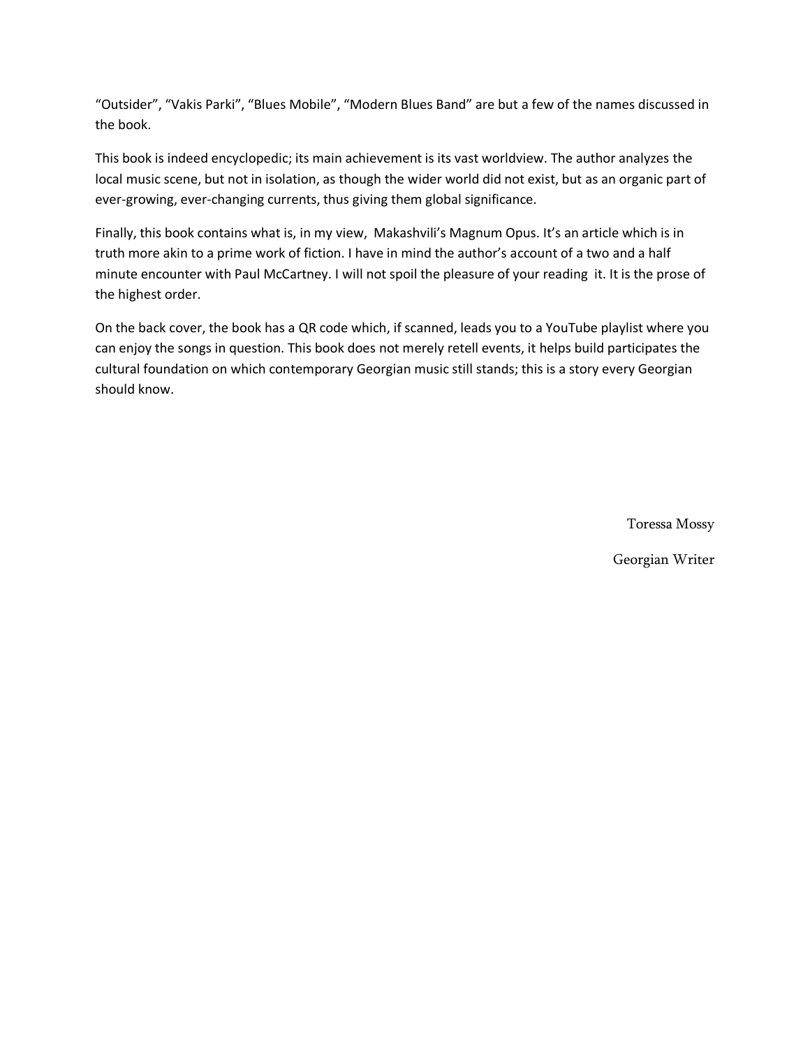“Outsider”, “Vakis Parki”, “Blues Mobile”, “Modern Blues Band” are but a few of the names discussed in the book.

This book is indeed encyclopedic; its main achievement is its vast worldview. The author analyzes the local music scene, but not in isolation, as though the wider world did not exist, but as an organic part of ever-growing, ever-changing currents, thus giving them global significance.

Finally, this book contains what is, in my view, Makashvili’s Magnum Opus. It’s an article which is in truth more akin to a prime work of fiction. I have in mind the author’s account of a two and a half minute encounter with Paul McCartney. I will not spoil the pleasure of your reading it. It is the prose of the highest order.

On the back cover, the book has a QR code which, if scanned, leads you to a YouTube playlist where you can enjoy the songs in question. This book does not merely retell events, it helps build participates the cultural foundation on which contemporary Georgian music still stands; this is a story every Georgian should know.

Toressa Mossy

Georgian Writer